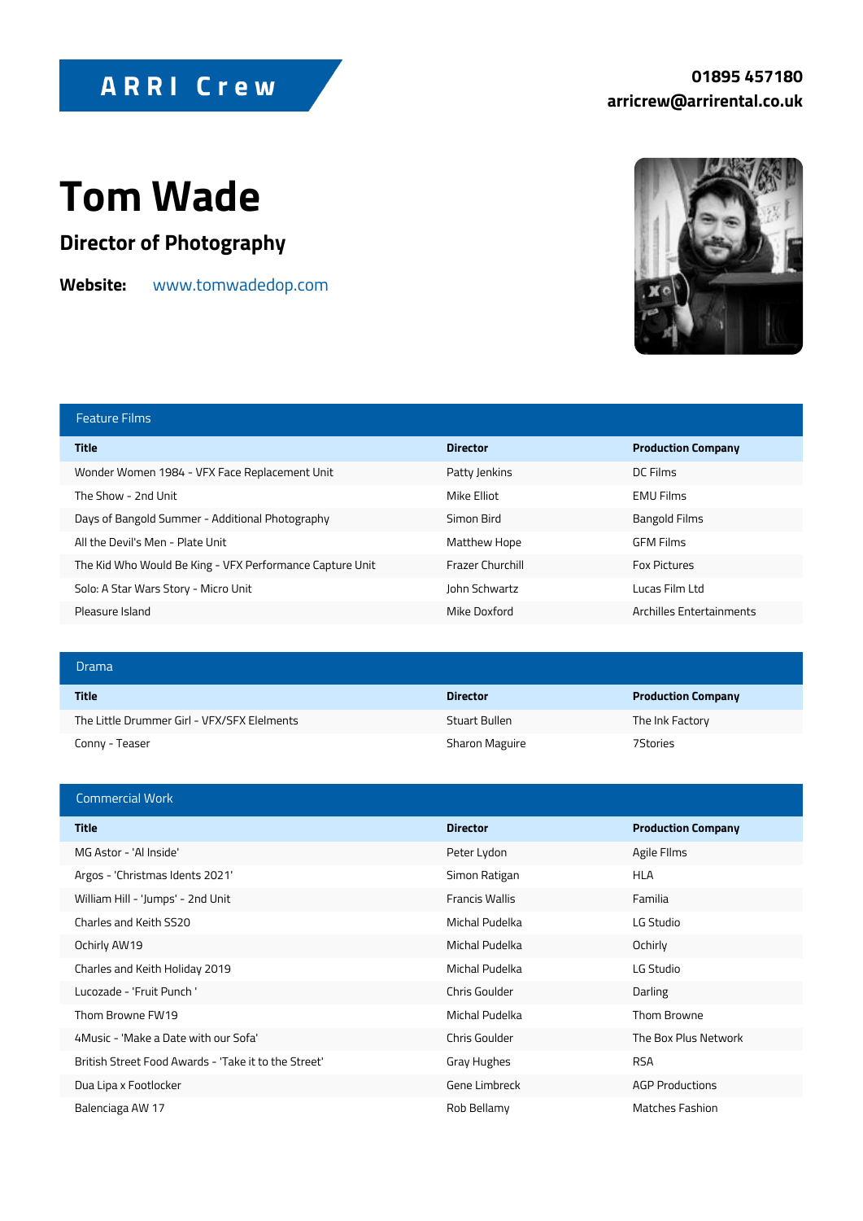ARRI Crew

**01895 457180**
**arricrew@arrirental.co.uk**

# Tom Wade

## Director of Photography

**Website:** www.tomwadedop.com

### Feature Films

| Title | Director | Production Company |
|---|---|---|
| Wonder Women 1984 - VFX Face Replacement Unit | Patty Jenkins | DC Films |
| The Show - 2nd Unit | Mike Elliot | EMU Films |
| Days of Bangold Summer - Additional Photography | Simon Bird | Bangold Films |
| All the Devil's Men - Plate Unit | Matthew Hope | GFM Films |
| The Kid Who Would Be King - VFX Performance Capture Unit | Frazer Churchill | Fox Pictures |
| Solo: A Star Wars Story - Micro Unit | John Schwartz | Lucas Film Ltd |
| Pleasure Island | Mike Doxford | Archilles Entertainments |

### Drama

| Title | Director | Production Company |
|---|---|---|
| The Little Drummer Girl - VFX/SFX Elelments | Stuart Bullen | The Ink Factory |
| Conny - Teaser | Sharon Maguire | 7Stories |

### Commercial Work

| Title | Director | Production Company |
|---|---|---|
| MG Astor - 'AI Inside' | Peter Lydon | Agile FIlms |
| Argos - 'Christmas Idents 2021' | Simon Ratigan | HLA |
| William Hill - 'Jumps' - 2nd Unit | Francis Wallis | Familia |
| Charles and Keith SS20 | Michal Pudelka | LG Studio |
| Ochirly AW19 | Michal Pudelka | Ochirly |
| Charles and Keith Holiday 2019 | Michal Pudelka | LG Studio |
| Lucozade - 'Fruit Punch ' | Chris Goulder | Darling |
| Thom Browne FW19 | Michal Pudelka | Thom Browne |
| 4Music - 'Make a Date with our Sofa' | Chris Goulder | The Box Plus Network |
| British Street Food Awards - 'Take it to the Street' | Gray Hughes | RSA |
| Dua Lipa x Footlocker | Gene Limbreck | AGP Productions |
| Balenciaga AW 17 | Rob Bellamy | Matches Fashion |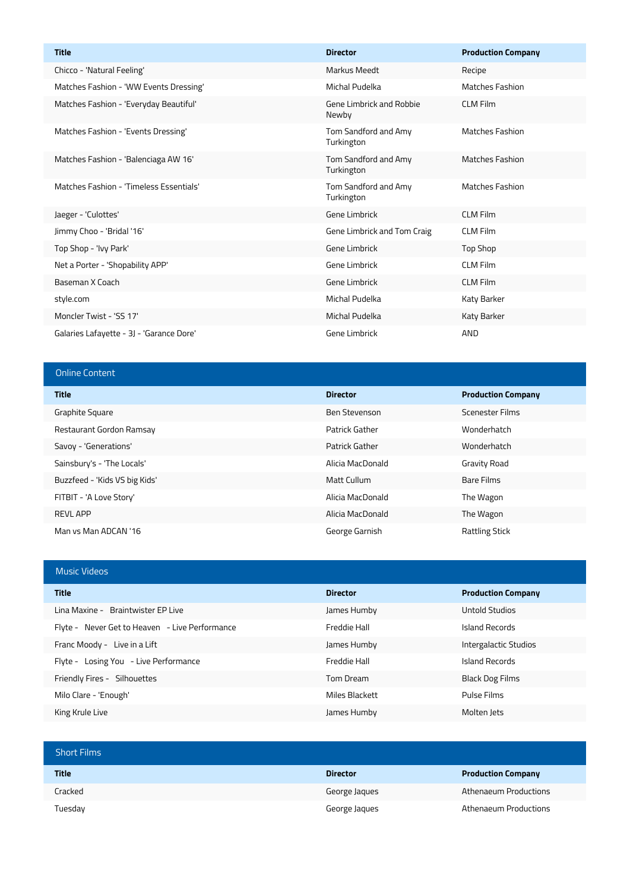| Title | Director | Production Company |
|---|---|---|
| Chicco - 'Natural Feeling' | Markus Meedt | Recipe |
| Matches Fashion - 'WW Events Dressing' | Michal Pudelka | Matches Fashion |
| Matches Fashion - 'Everyday Beautiful' | Gene Limbrick and Robbie Newby | CLM Film |
| Matches Fashion - 'Events Dressing' | Tom Sandford and Amy Turkington | Matches Fashion |
| Matches Fashion - 'Balenciaga AW 16' | Tom Sandford and Amy Turkington | Matches Fashion |
| Matches Fashion - 'Timeless Essentials' | Tom Sandford and Amy Turkington | Matches Fashion |
| Jaeger - 'Culottes' | Gene Limbrick | CLM Film |
| Jimmy Choo - 'Bridal '16' | Gene Limbrick and Tom Craig | CLM Film |
| Top Shop - 'Ivy Park' | Gene Limbrick | Top Shop |
| Net a Porter - 'Shopability APP' | Gene Limbrick | CLM Film |
| Baseman X Coach | Gene Limbrick | CLM Film |
| style.com | Michal Pudelka | Katy Barker |
| Moncler Twist - 'SS 17' | Michal Pudelka | Katy Barker |
| Galaries Lafayette - 3J - 'Garance Dore' | Gene Limbrick | AND |

## Online Content

| Title | Director | Production Company |
|---|---|---|
| Graphite Square | Ben Stevenson | Scenester Films |
| Restaurant Gordon Ramsay | Patrick Gather | Wonderhatch |
| Savoy - 'Generations' | Patrick Gather | Wonderhatch |
| Sainsbury's - 'The Locals' | Alicia MacDonald | Gravity Road |
| Buzzfeed - 'Kids VS big Kids' | Matt Cullum | Bare Films |
| FITBIT - 'A Love Story' | Alicia MacDonald | The Wagon |
| REVL APP | Alicia MacDonald | The Wagon |
| Man vs Man ADCAN '16 | George Garnish | Rattling Stick |

## Music Videos

| Title | Director | Production Company |
|---|---|---|
| Lina Maxine - Braintwister EP Live | James Humby | Untold Studios |
| Flyte - Never Get to Heaven - Live Performance | Freddie Hall | Island Records |
| Franc Moody - Live in a Lift | James Humby | Intergalactic Studios |
| Flyte - Losing You - Live Performance | Freddie Hall | Island Records |
| Friendly Fires - Silhouettes | Tom Dream | Black Dog Films |
| Milo Clare - 'Enough' | Miles Blackett | Pulse Films |
| King Krule Live | James Humby | Molten Jets |

## Short Films

| Title | Director | Production Company |
|---|---|---|
| Cracked | George Jaques | Athenaeum Productions |
| Tuesday | George Jaques | Athenaeum Productions |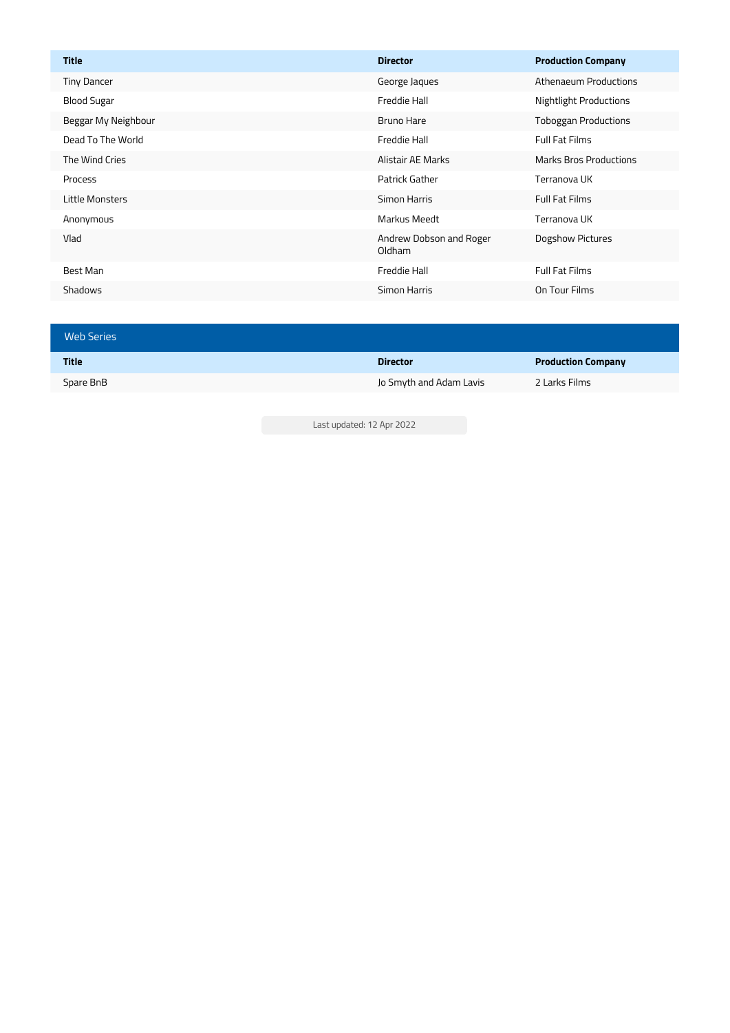| Title | Director | Production Company |
|---|---|---|
| Tiny Dancer | George Jaques | Athenaeum Productions |
| Blood Sugar | Freddie Hall | Nightlight Productions |
| Beggar My Neighbour | Bruno Hare | Toboggan Productions |
| Dead To The World | Freddie Hall | Full Fat Films |
| The Wind Cries | Alistair AE Marks | Marks Bros Productions |
| Process | Patrick Gather | Terranova UK |
| Little Monsters | Simon Harris | Full Fat Films |
| Anonymous | Markus Meedt | Terranova UK |
| Vlad | Andrew Dobson and Roger Oldham | Dogshow Pictures |
| Best Man | Freddie Hall | Full Fat Films |
| Shadows | Simon Harris | On Tour Films |

## Web Series

| Title | Director | Production Company |
|---|---|---|
| Spare BnB | Jo Smyth and Adam Lavis | 2 Larks Films |

Last updated: 12 Apr 2022